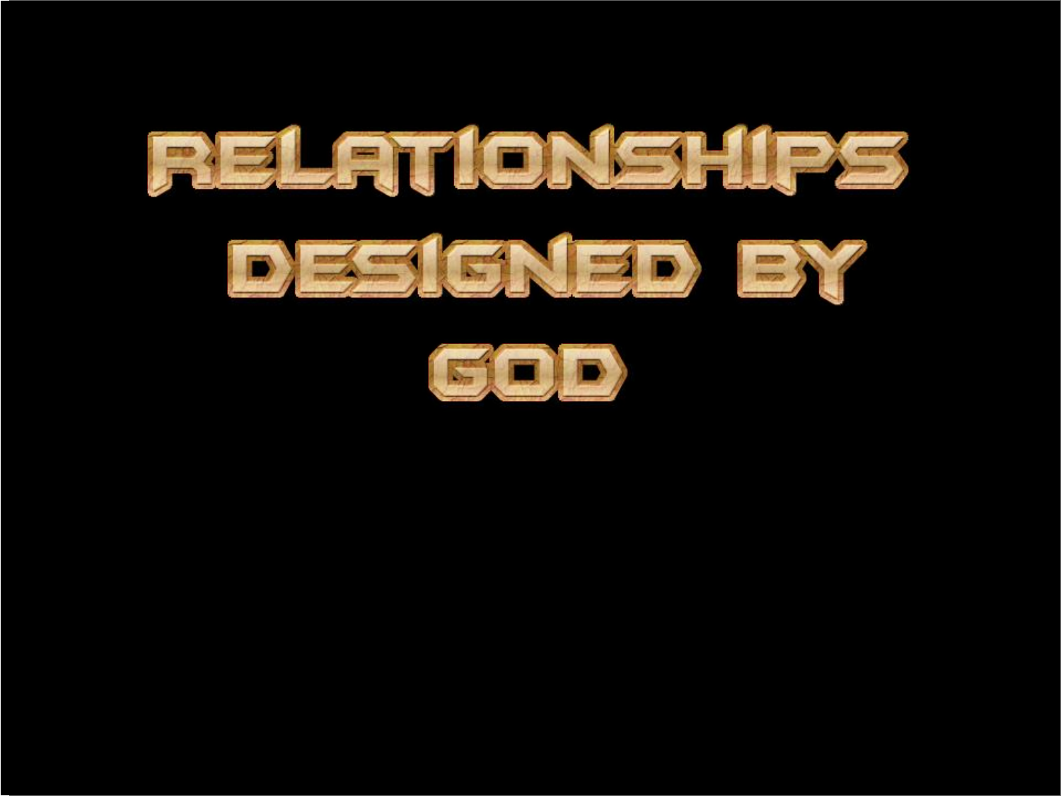# RELATIONSHIPS DESIGNED BY GOD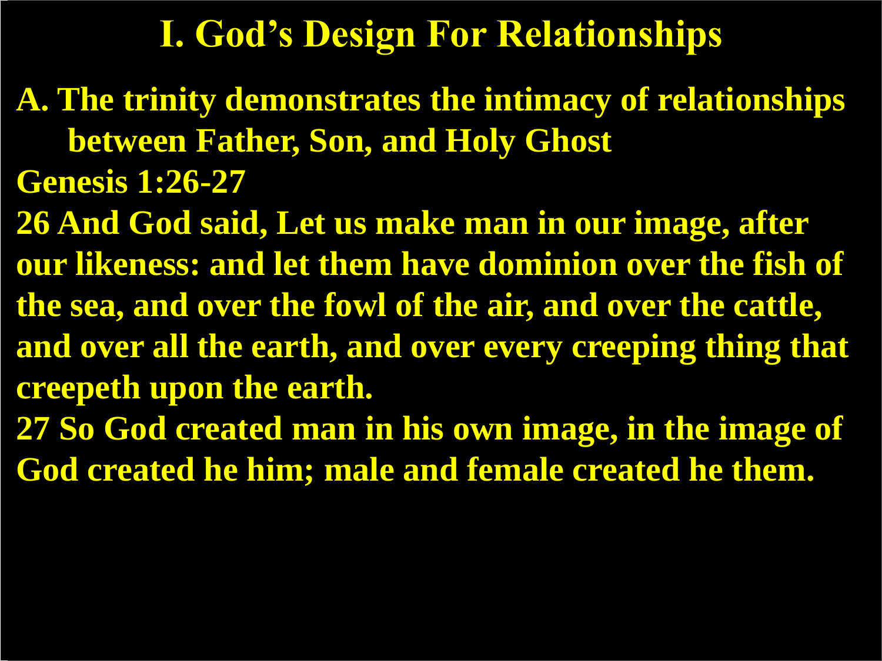# I. God's Design For Relationships

**A. The trinity demonstrates the intimacy of relationships between Father, Son, and Holy Ghost**

**Genesis 1:26-27**

**26 And God said, Let us make man in our image, after our likeness: and let them have dominion over the fish of the sea, and over the fowl of the air, and over the cattle, and over all the earth, and over every creeping thing that creepeth upon the earth.**

**27 So God created man in his own image, in the image of God created he him; male and female created he them.**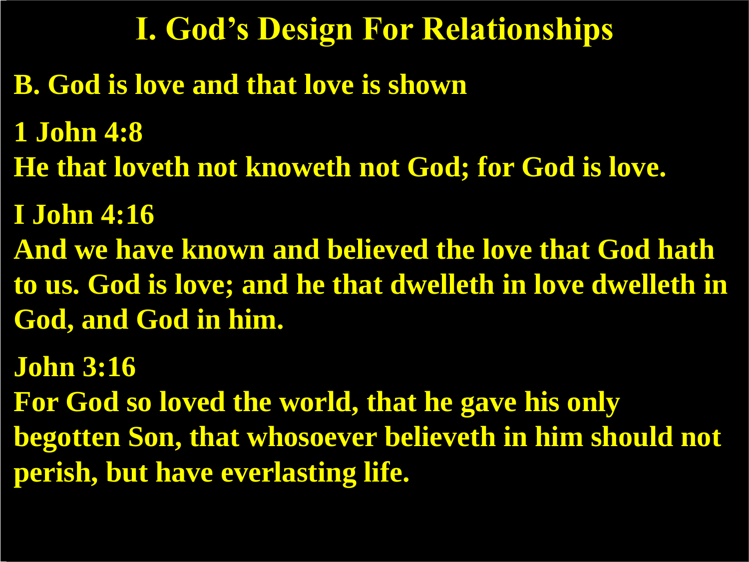# I. God's Design For Relationships

**B. God is love and that love is shown**

**1 John 4:8**
**He that loveth not knoweth not God; for God is love.**

**I John 4:16**
**And we have known and believed the love that God hath to us. God is love; and he that dwelleth in love dwelleth in God, and God in him.**

**John 3:16**
**For God so loved the world, that he gave his only begotten Son, that whosoever believeth in him should not perish, but have everlasting life.**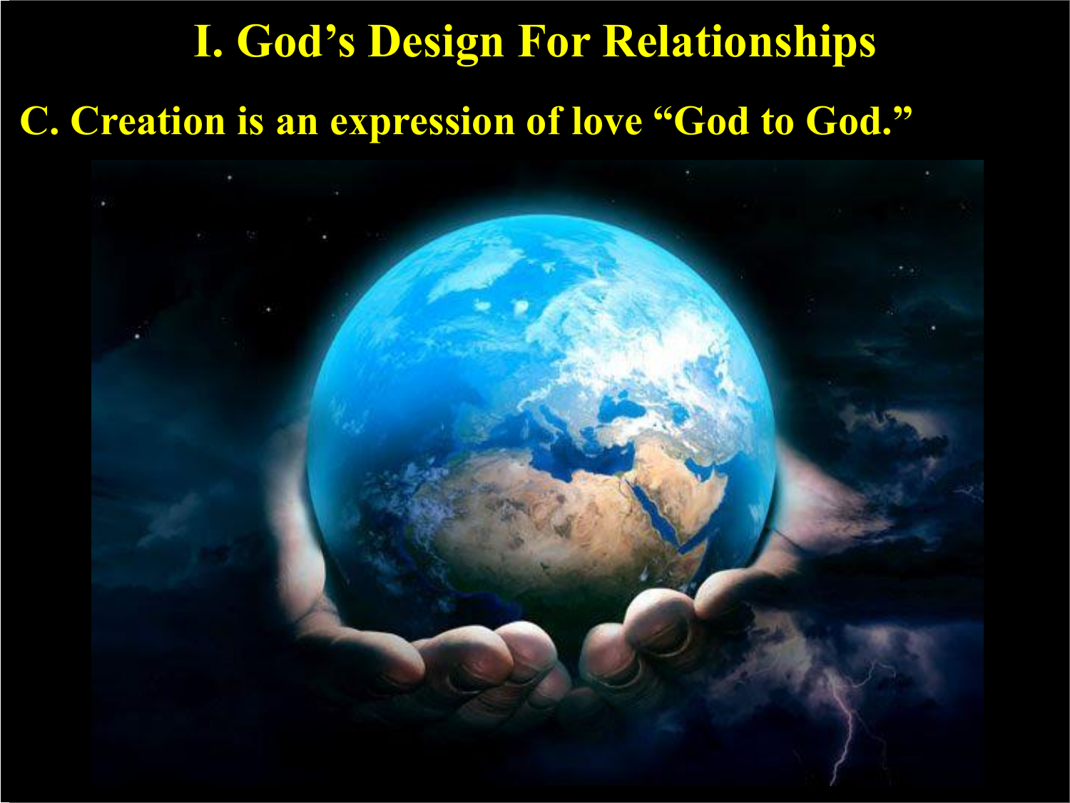# I. God’s Design For Relationships

## C. Creation is an expression of love “God to God.”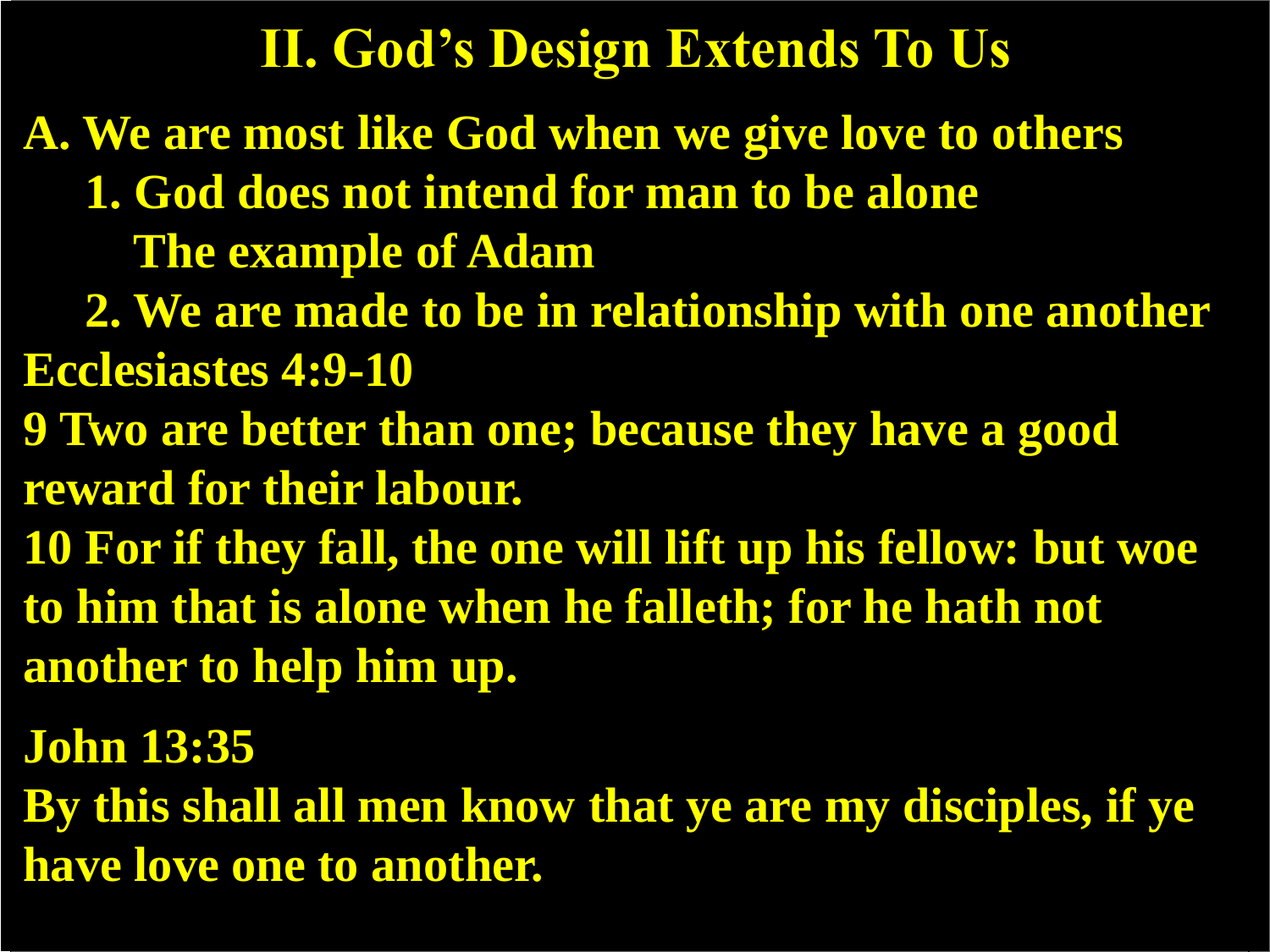# II. God's Design Extends To Us

**A. We are most like God when we give love to others**

**1. God does not intend for man to be alone**

**The example of Adam**

**2. We are made to be in relationship with one another**

**Ecclesiastes 4:9-10**

**9 Two are better than one; because they have a good reward for their labour.**

**10 For if they fall, the one will lift up his fellow: but woe to him that is alone when he falleth; for he hath not another to help him up.**

**John 13:35**

**By this shall all men know that ye are my disciples, if ye have love one to another.**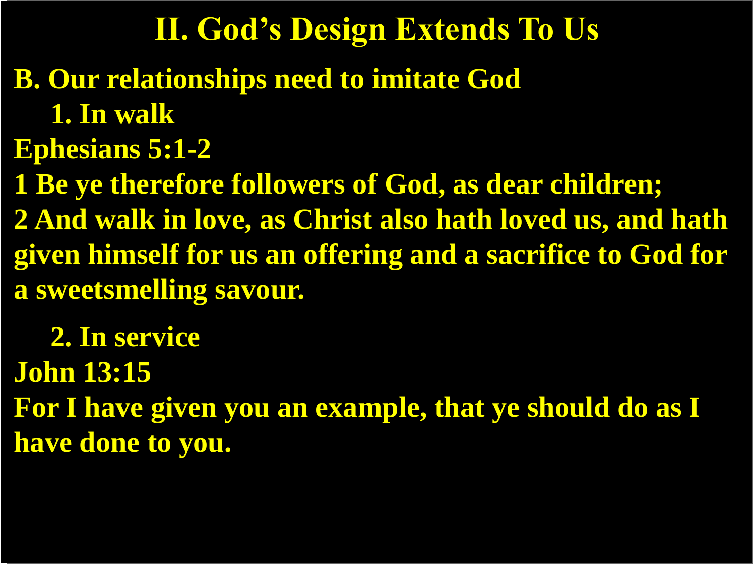# II. God's Design Extends To Us

**B. Our relationships need to imitate God**

**1. In walk**

**Ephesians 5:1-2**

**1 Be ye therefore followers of God, as dear children;**

**2 And walk in love, as Christ also hath loved us, and hath given himself for us an offering and a sacrifice to God for a sweetsmelling savour.**

**2. In service**

**John 13:15**

**For I have given you an example, that ye should do as I have done to you.**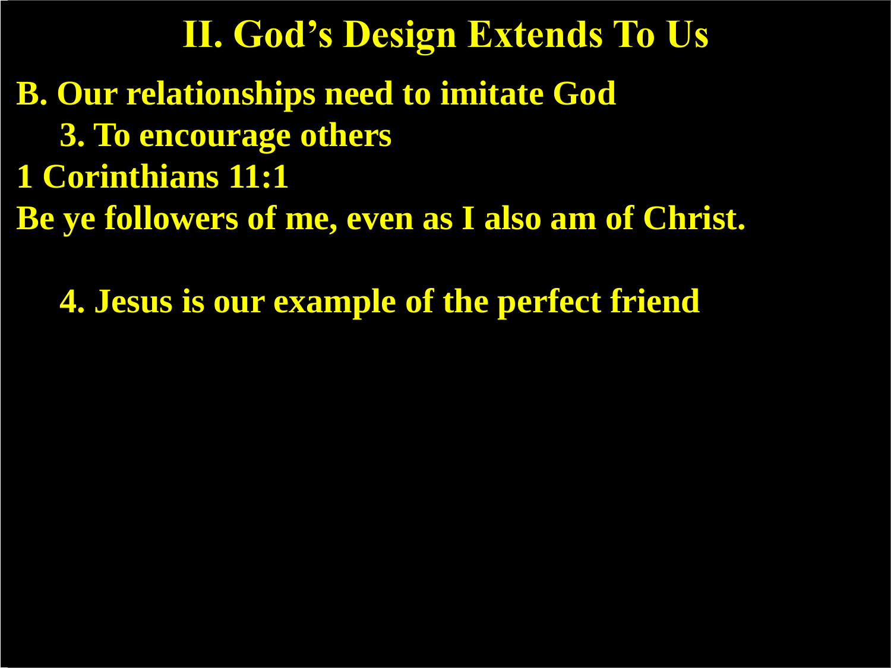# II. God's Design Extends To Us

**B. Our relationships need to imitate God**

**3. To encourage others**

**1 Corinthians 11:1**

**Be ye followers of me, even as I also am of Christ.**

**4. Jesus is our example of the perfect friend**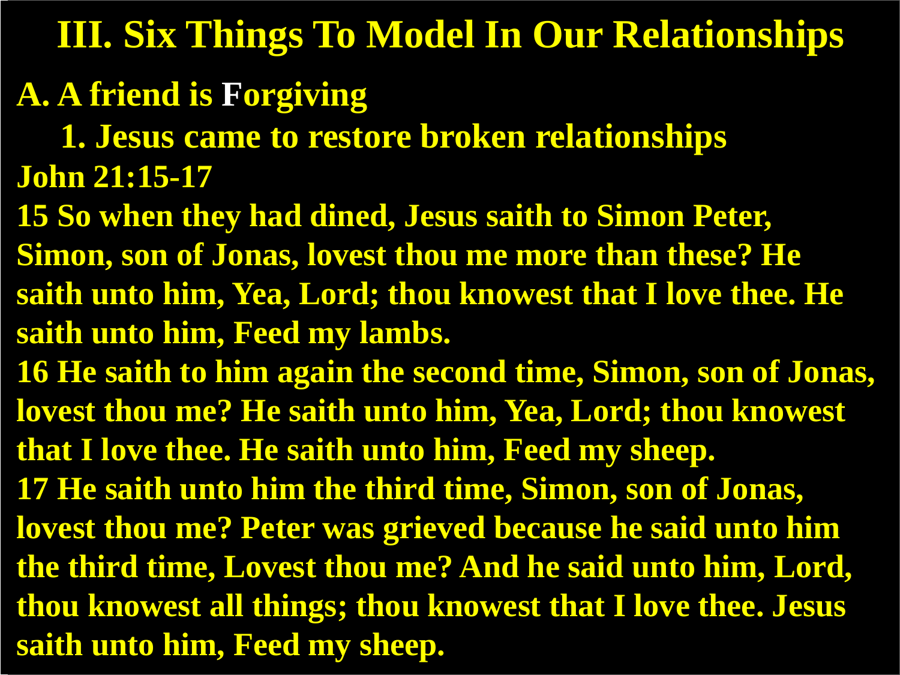# III. Six Things To Model In Our Relationships

## A. A friend is Forgiving

### 1. Jesus came to restore broken relationships

**John 21:15-17**

**15 So when they had dined, Jesus saith to Simon Peter, Simon, son of Jonas, lovest thou me more than these? He saith unto him, Yea, Lord; thou knowest that I love thee. He saith unto him, Feed my lambs.**

**16 He saith to him again the second time, Simon, son of Jonas, lovest thou me? He saith unto him, Yea, Lord; thou knowest that I love thee. He saith unto him, Feed my sheep.**

**17 He saith unto him the third time, Simon, son of Jonas, lovest thou me? Peter was grieved because he said unto him the third time, Lovest thou me? And he said unto him, Lord, thou knowest all things; thou knowest that I love thee. Jesus saith unto him, Feed my sheep.**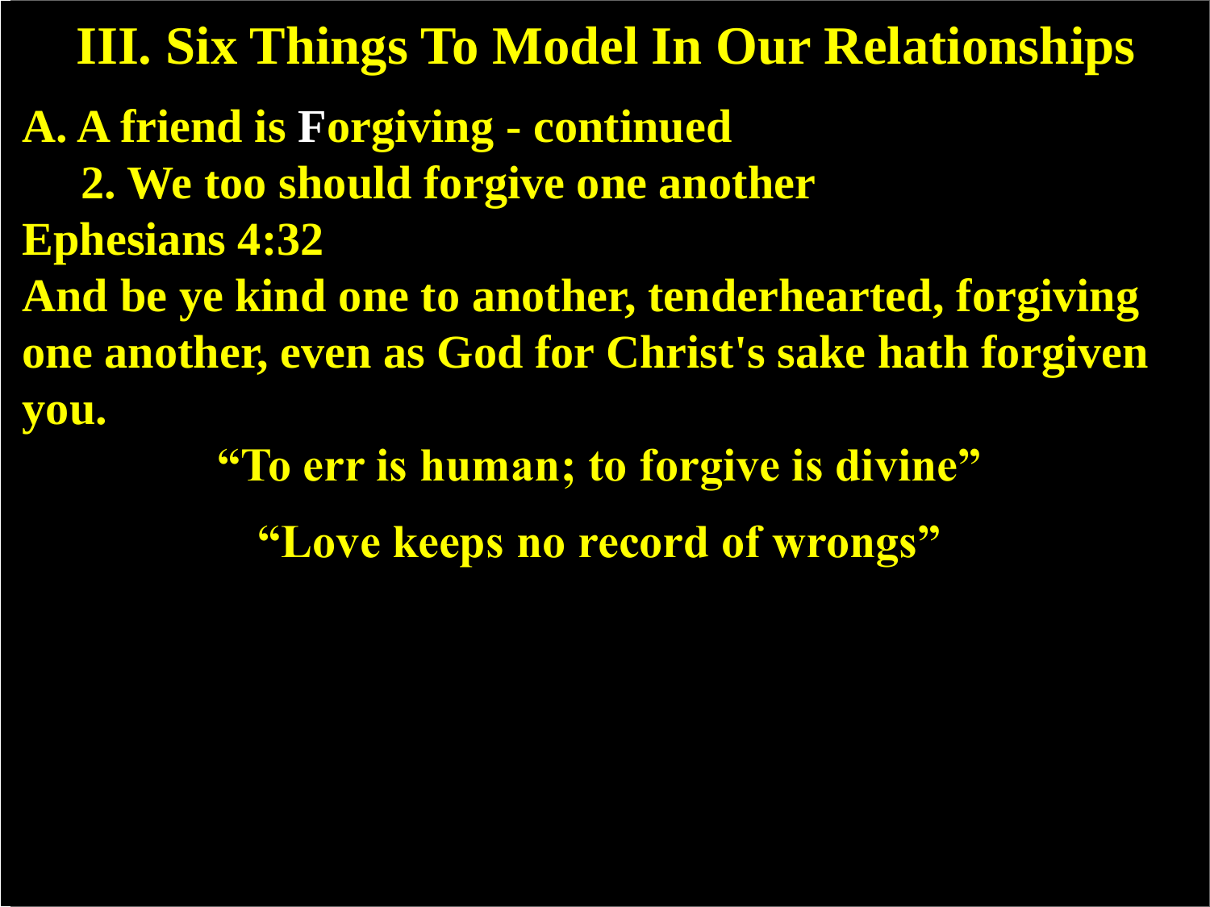# III. Six Things To Model In Our Relationships

**A. A friend is Forgiving - continued**

**2. We too should forgive one another**

**Ephesians 4:32**

**And be ye kind one to another, tenderhearted, forgiving one another, even as God for Christ's sake hath forgiven you.**

**"To err is human; to forgive is divine"**

**"Love keeps no record of wrongs"**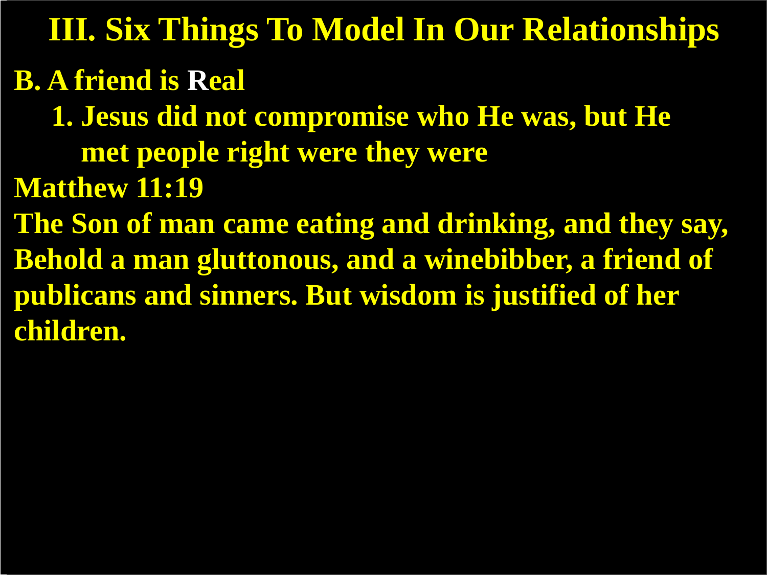# III. Six Things To Model In Our Relationships

**B. A friend is Real**

1. **Jesus did not compromise who He was, but He met people right were they were**

**Matthew 11:19**

**The Son of man came eating and drinking, and they say, Behold a man gluttonous, and a winebibber, a friend of publicans and sinners. But wisdom is justified of her children.**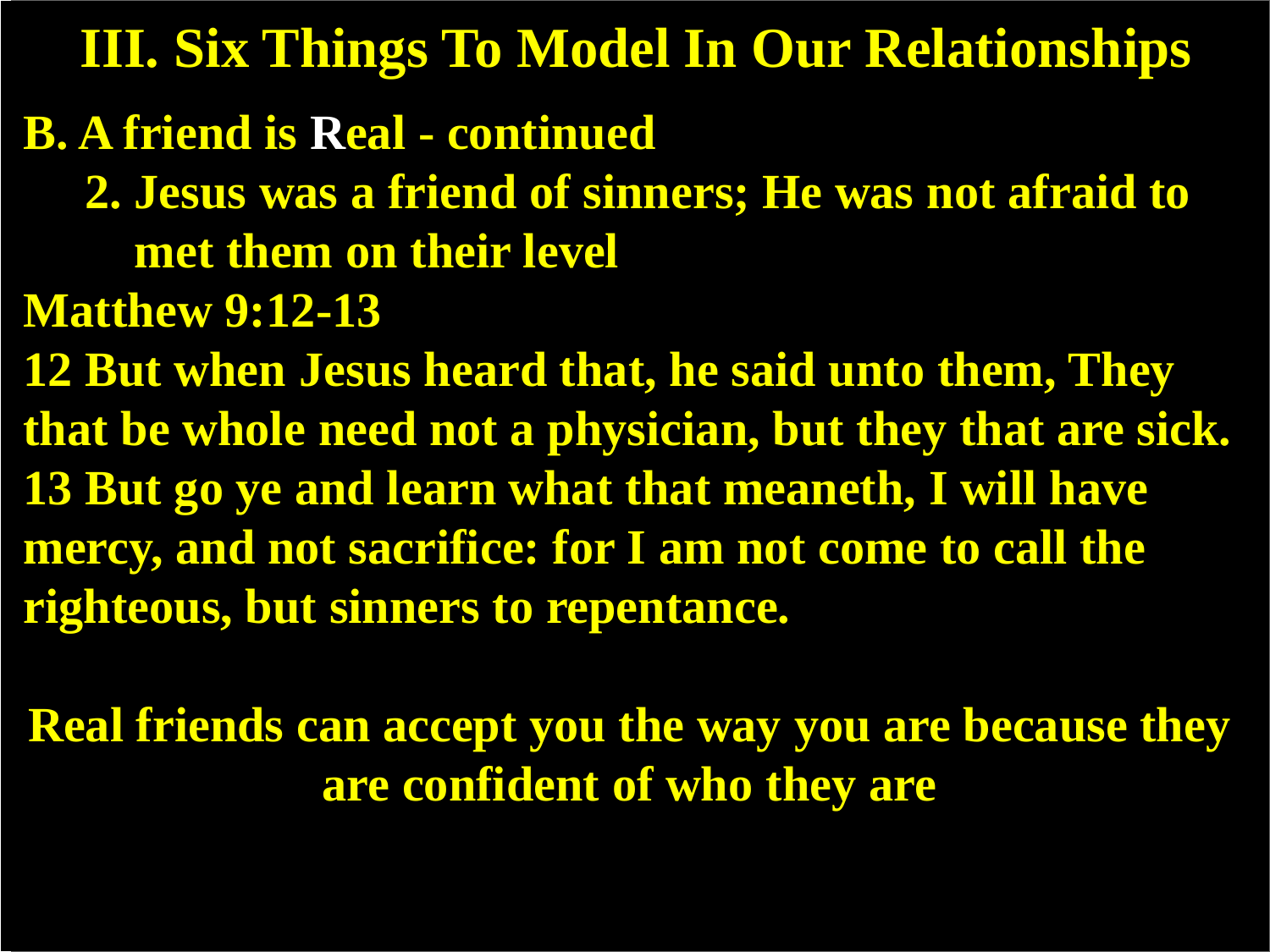# III. Six Things To Model In Our Relationships

**B. A friend is Real - continued**

**2. Jesus was a friend of sinners; He was not afraid to met them on their level**

**Matthew 9:12-13**

**12 But when Jesus heard that, he said unto them, They that be whole need not a physician, but they that are sick. 13 But go ye and learn what that meaneth, I will have mercy, and not sacrifice: for I am not come to call the righteous, but sinners to repentance.**

**Real friends can accept you the way you are because they are confident of who they are**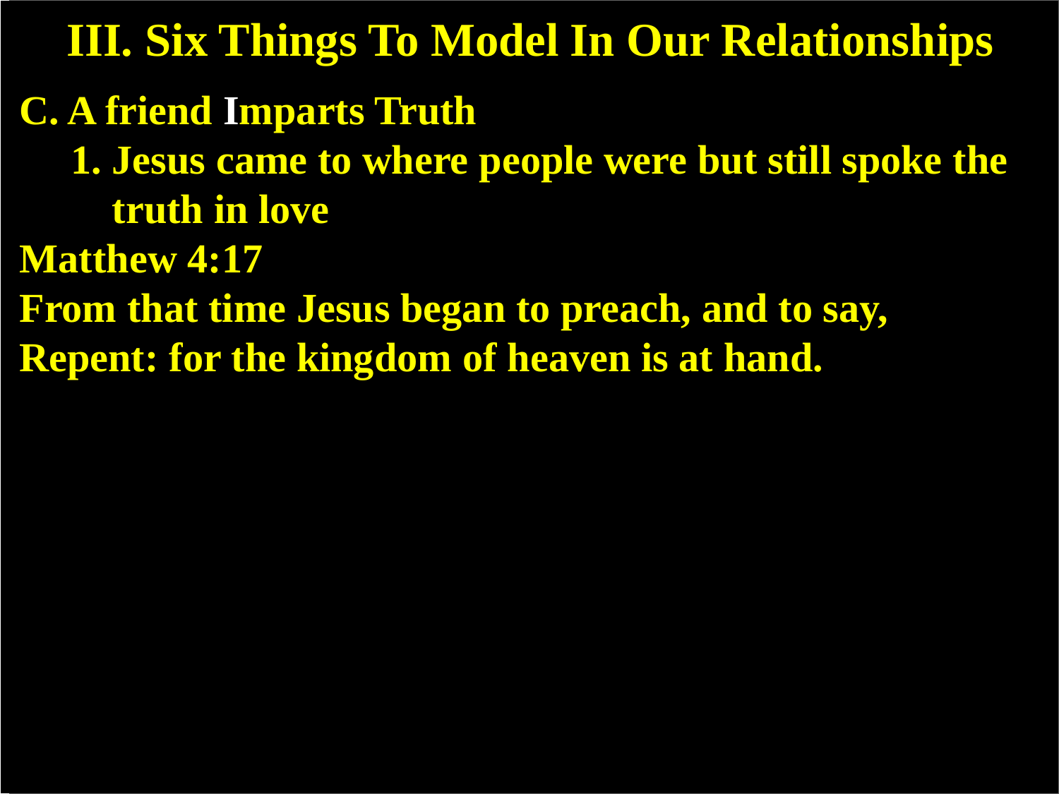# III. Six Things To Model In Our Relationships

**C. A friend Imparts Truth**

1. **Jesus came to where people were but still spoke the truth in love**

**Matthew 4:17**

**From that time Jesus began to preach, and to say, Repent: for the kingdom of heaven is at hand.**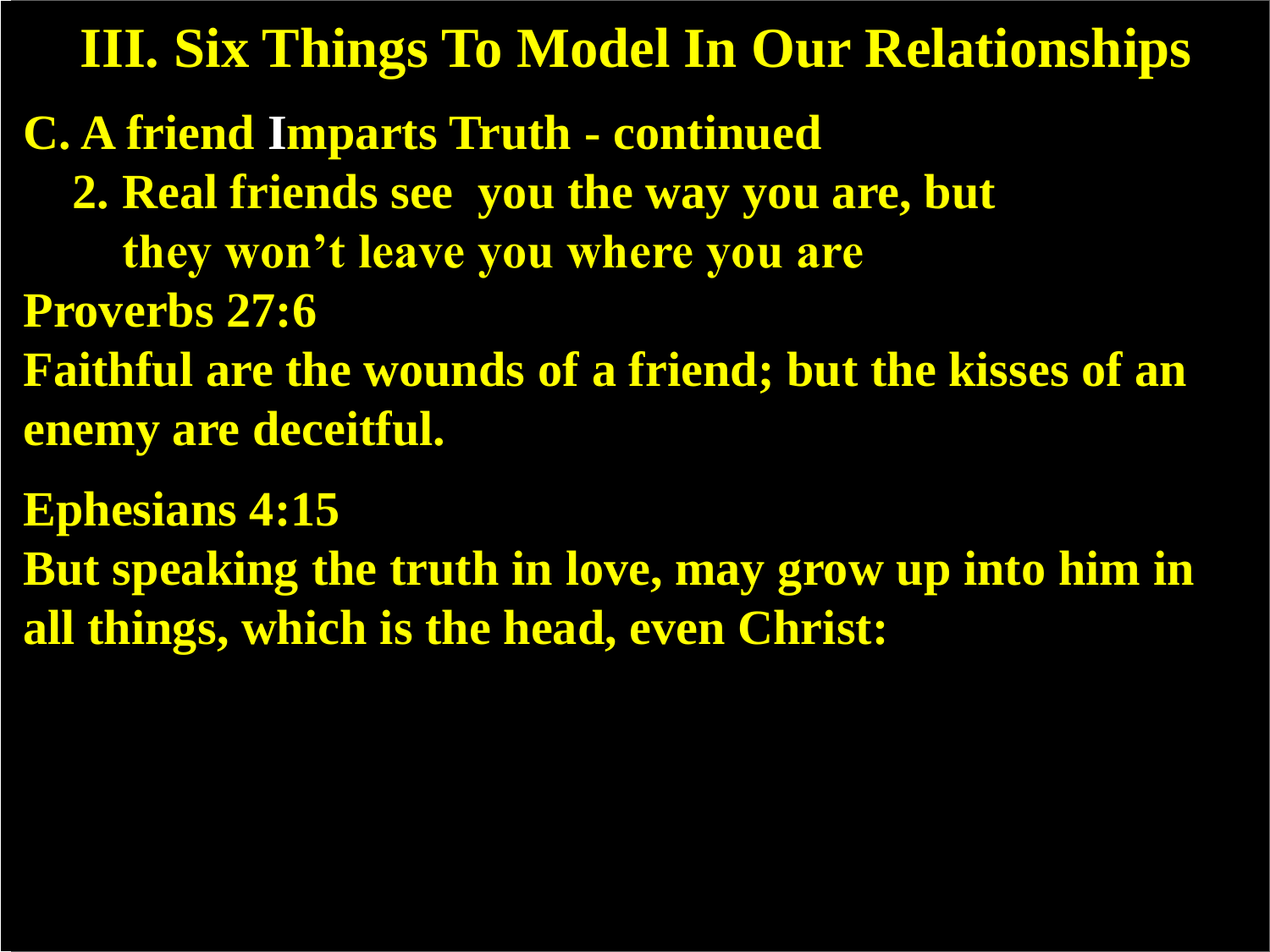# III. Six Things To Model In Our Relationships

**C. A friend Imparts Truth - continued**

**2. Real friends see you the way you are, but they won't leave you where you are**

**Proverbs 27:6**

**Faithful are the wounds of a friend; but the kisses of an enemy are deceitful.**

**Ephesians 4:15**

**But speaking the truth in love, may grow up into him in all things, which is the head, even Christ:**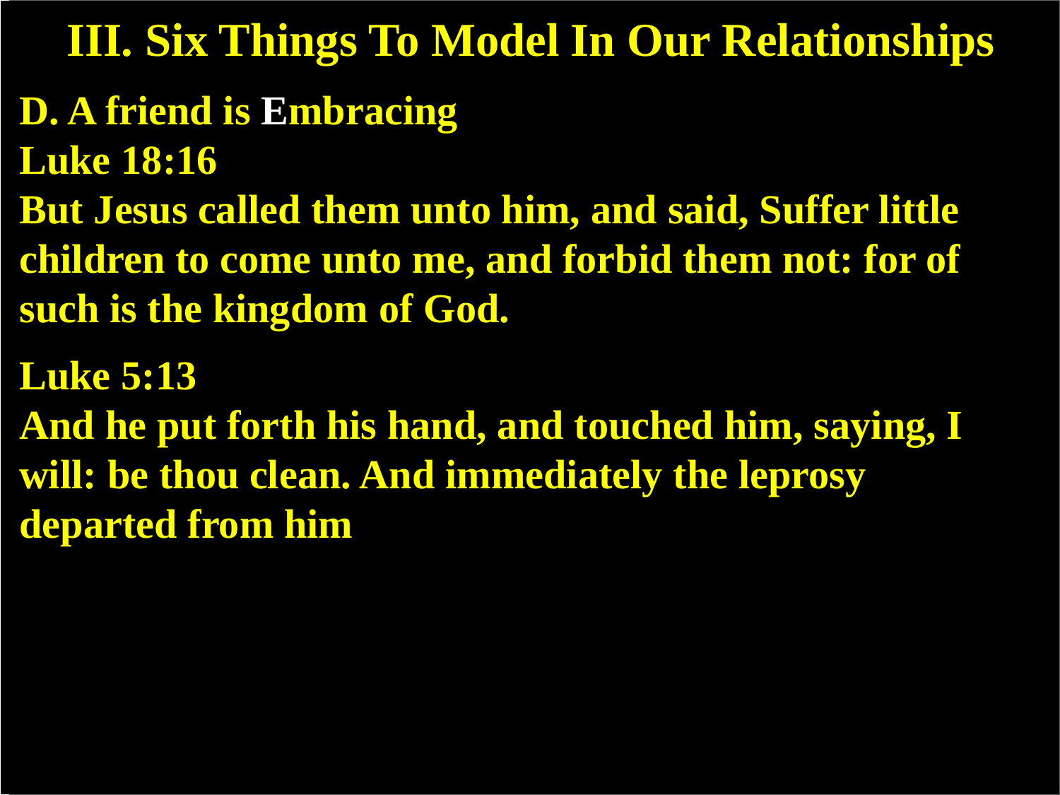# III. Six Things To Model In Our Relationships

**D. A friend is Embracing**

**Luke 18:16**

**But Jesus called them unto him, and said, Suffer little children to come unto me, and forbid them not: for of such is the kingdom of God.**

**Luke 5:13**

**And he put forth his hand, and touched him, saying, I will: be thou clean. And immediately the leprosy departed from him**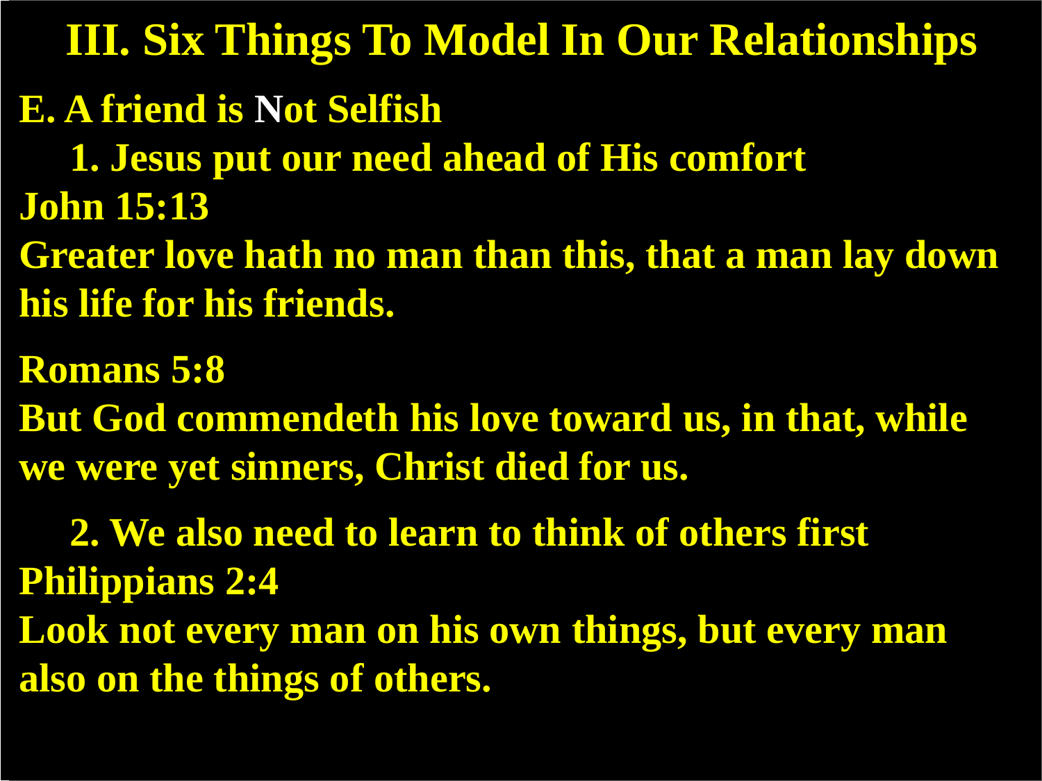# III. Six Things To Model In Our Relationships

## E. A friend is Not Selfish

1. Jesus put our need ahead of His comfort

**John 15:13**

**Greater love hath no man than this, that a man lay down his life for his friends.**

**Romans 5:8**

**But God commendeth his love toward us, in that, while we were yet sinners, Christ died for us.**

2. We also need to learn to think of others first

**Philippians 2:4**

**Look not every man on his own things, but every man also on the things of others.**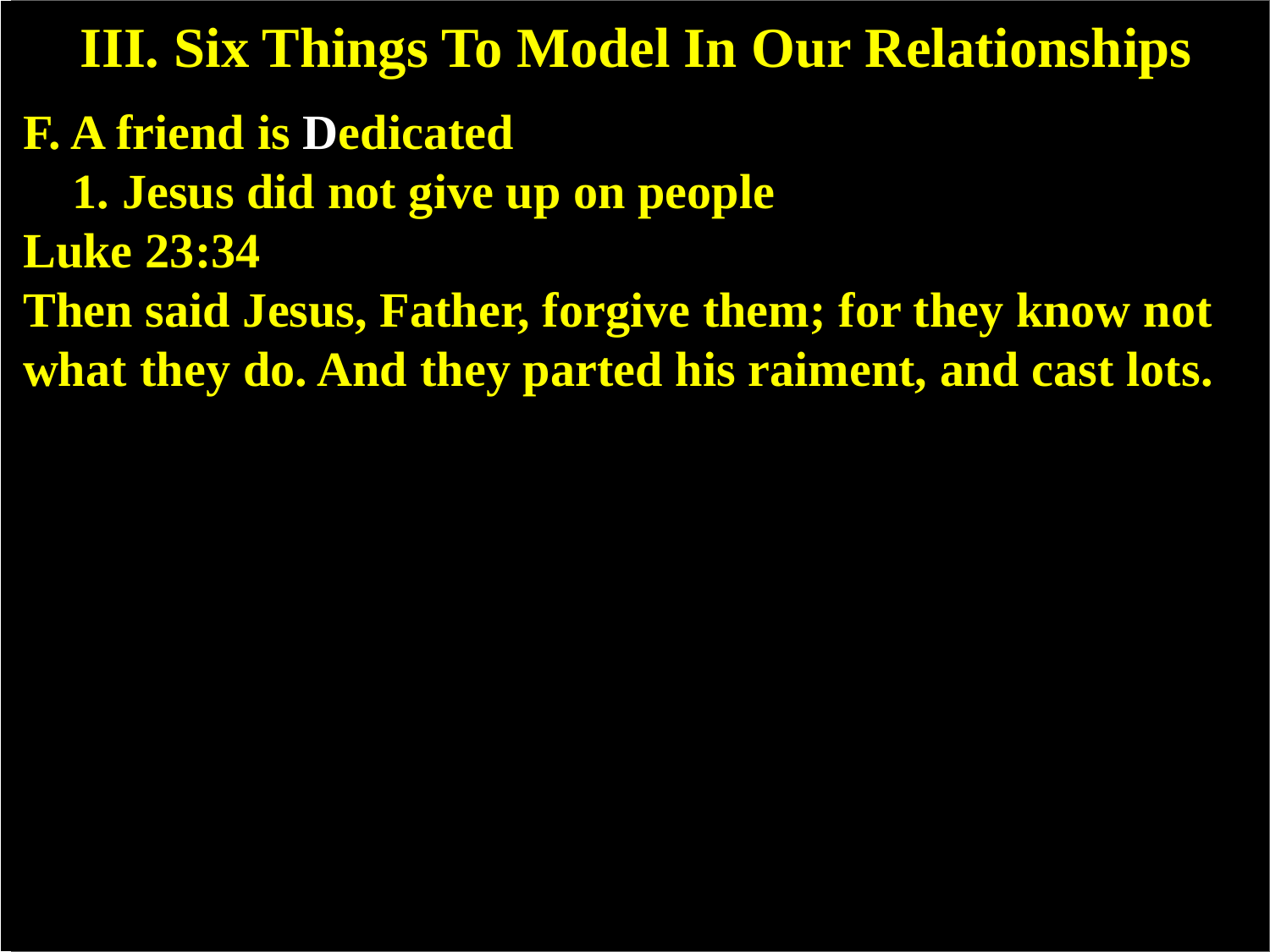# III. Six Things To Model In Our Relationships

**F. A friend is Dedicated**

**1. Jesus did not give up on people**

**Luke 23:34**

**Then said Jesus, Father, forgive them; for they know not what they do. And they parted his raiment, and cast lots.**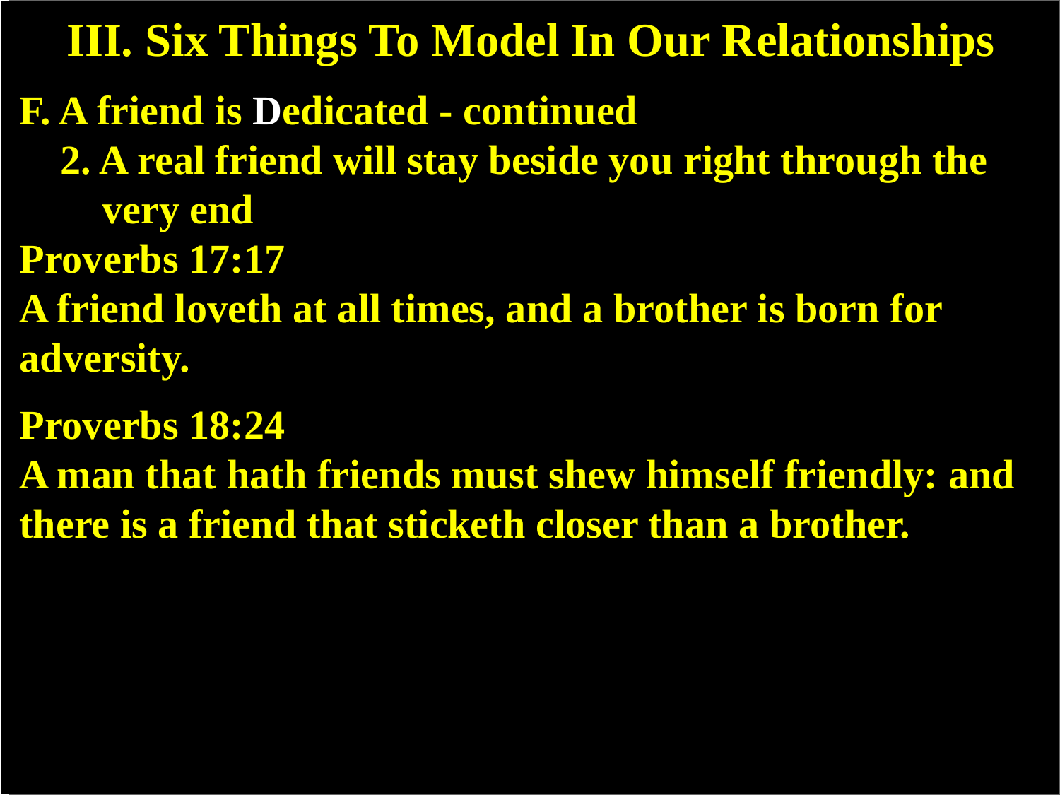# III. Six Things To Model In Our Relationships

**F. A friend is Dedicated - continued**

**2. A real friend will stay beside you right through the very end**

**Proverbs 17:17**

**A friend loveth at all times, and a brother is born for adversity.**

**Proverbs 18:24**

**A man that hath friends must shew himself friendly: and there is a friend that sticketh closer than a brother.**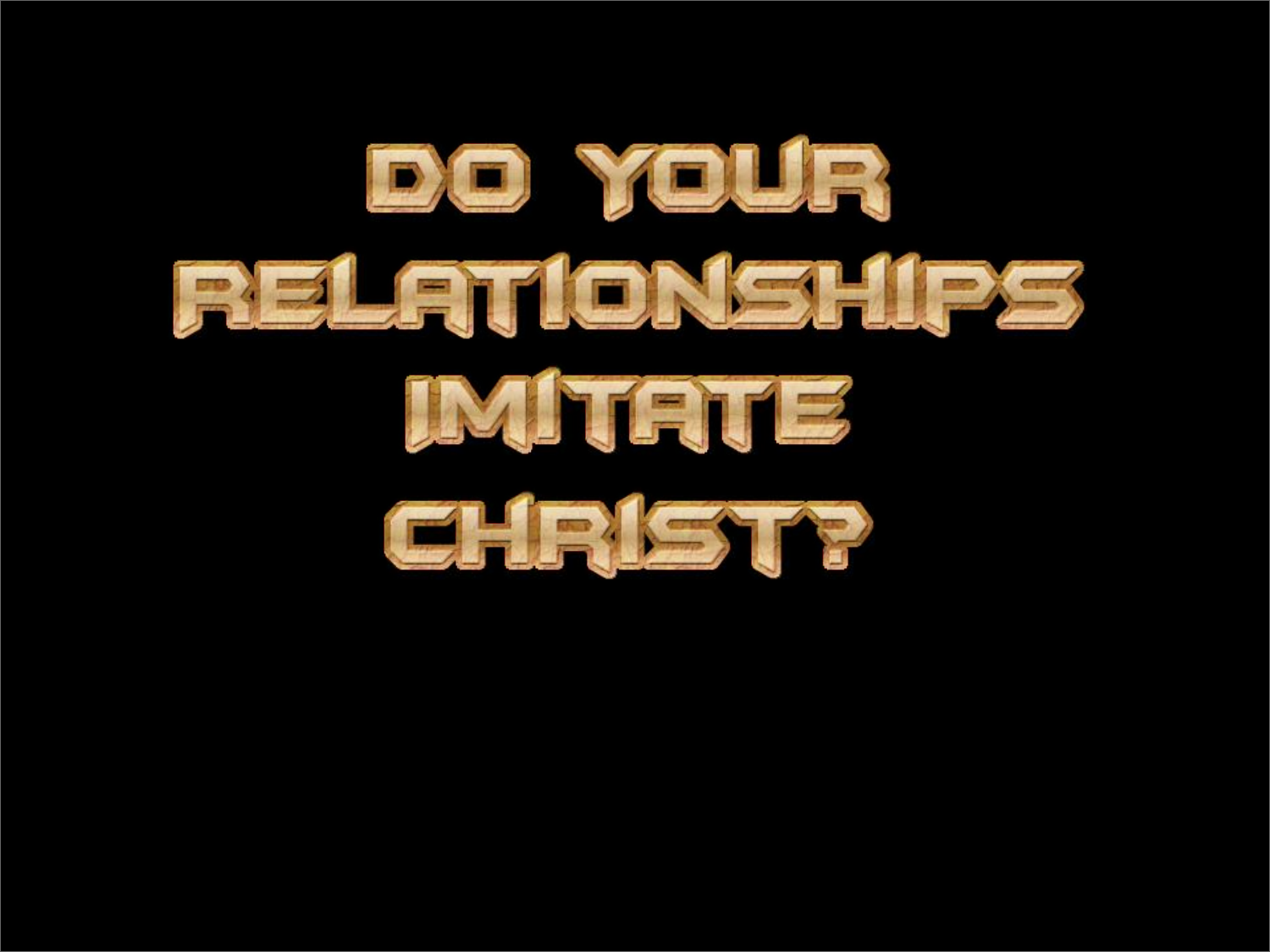# DO YOUR RELATIONSHIPS IMITATE CHRIST?